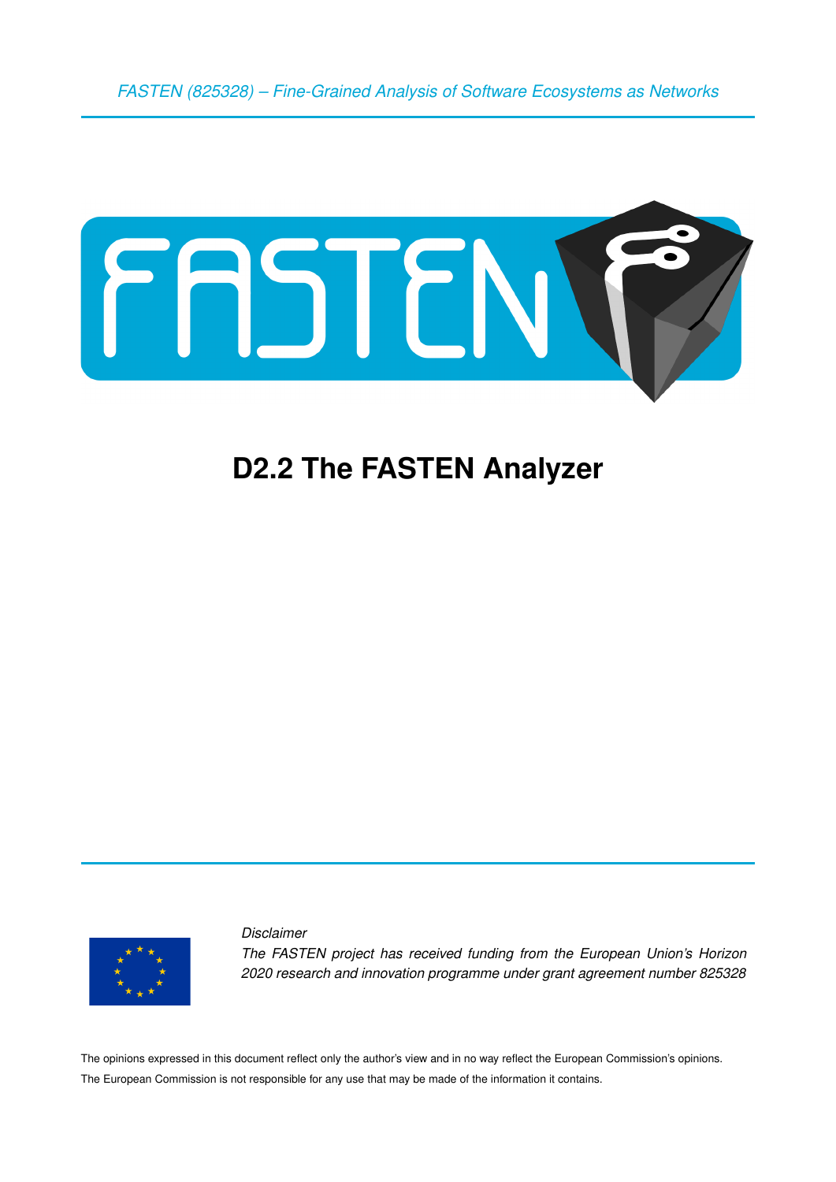*FASTEN (825328) – Fine-Grained Analysis of Software Ecosystems as Networks*

# D2.2 The FASTEN Analyzer

*Disclaimer*

*The FASTEN project has received funding from the European Union's Horizon 2020 research and innovation programme under grant agreement number 825328*

The opinions expressed in this document reflect only the author's view and in no way reflect the European Commission's opinions. The European Commission is not responsible for any use that may be made of the information it contains.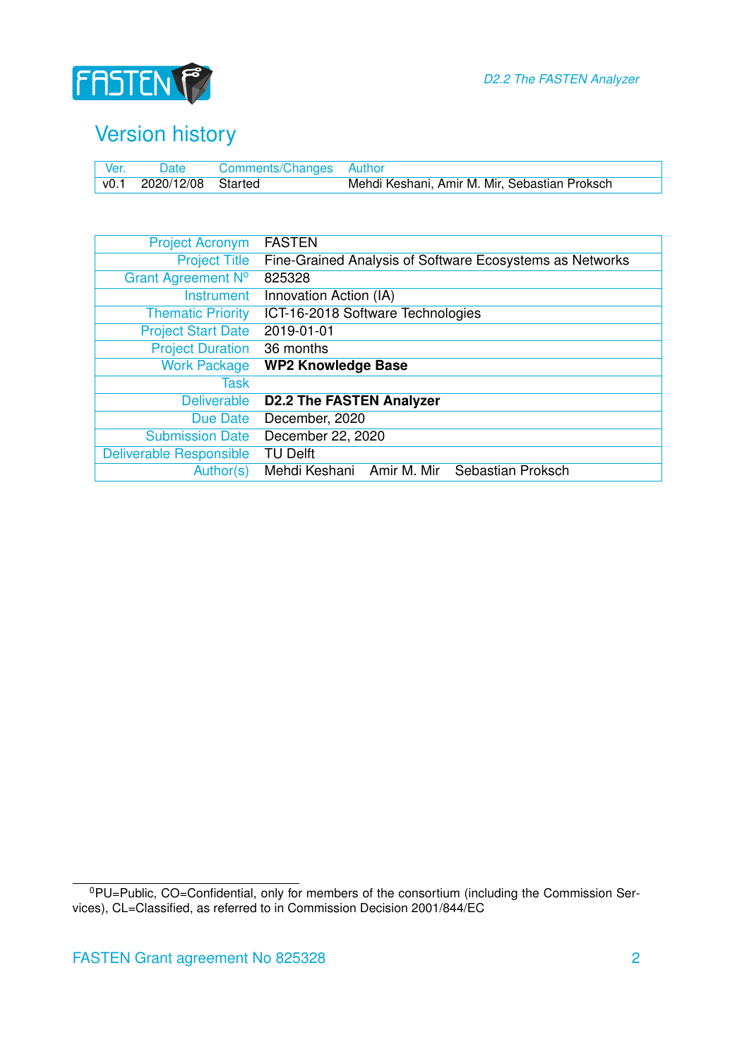# Version history

| Ver. | Date | Comments/Changes | Author |
|---|---|---|---|
| v0.1 | 2020/12/08 | Started | Mehdi Keshani, Amir M. Mir, Sebastian Proksch |

| | |
|---|---|
| Project Acronym | FASTEN |
| Project Title | Fine-Grained Analysis of Software Ecosystems as Networks |
| Grant Agreement N° | 825328 |
| Instrument | Innovation Action (IA) |
| Thematic Priority | ICT-16-2018 Software Technologies |
| Project Start Date | 2019-01-01 |
| Project Duration | 36 months |
| Work Package | **WP2 Knowledge Base** |
| Task | |
| Deliverable | **D2.2 The FASTEN Analyzer** |
| Due Date | December, 2020 |
| Submission Date | December 22, 2020 |
| Deliverable Responsible | TU Delft |
| Author(s) | Mehdi Keshani Amir M. Mir Sebastian Proksch |

[0] PU=Public, CO=Confidential, only for members of the consortium (including the Commission Services), CL=Classified, as referred to in Commission Decision 2001/844/EC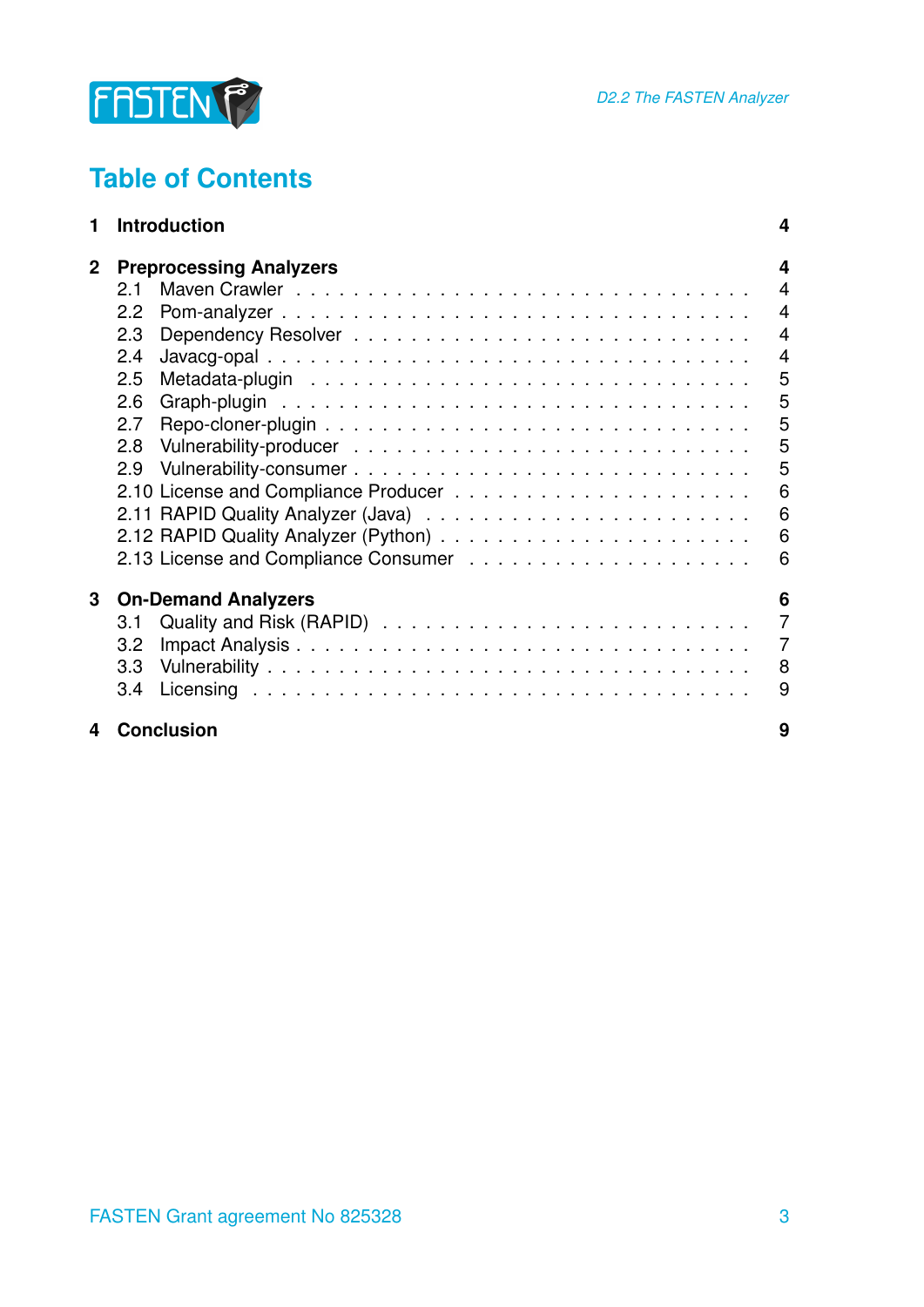# Table of Contents

**1 Introduction** **4**

**2 Preprocessing Analyzers** **4**

- 2.1 Maven Crawler . . . . . . . . . . . . . . . . . . . . . . . . . . . . 4
- 2.2 Pom-analyzer . . . . . . . . . . . . . . . . . . . . . . . . . . . . 4
- 2.3 Dependency Resolver . . . . . . . . . . . . . . . . . . . . . . . . 4
- 2.4 Javacg-opal . . . . . . . . . . . . . . . . . . . . . . . . . . . . . 4
- 2.5 Metadata-plugin . . . . . . . . . . . . . . . . . . . . . . . . . . . 5
- 2.6 Graph-plugin . . . . . . . . . . . . . . . . . . . . . . . . . . . . 5
- 2.7 Repo-cloner-plugin . . . . . . . . . . . . . . . . . . . . . . . . . 5
- 2.8 Vulnerability-producer . . . . . . . . . . . . . . . . . . . . . . . 5
- 2.9 Vulnerability-consumer . . . . . . . . . . . . . . . . . . . . . . . 5
- 2.10 License and Compliance Producer . . . . . . . . . . . . . . . . . 6
- 2.11 RAPID Quality Analyzer (Java) . . . . . . . . . . . . . . . . . . 6
- 2.12 RAPID Quality Analyzer (Python) . . . . . . . . . . . . . . . . . 6
- 2.13 License and Compliance Consumer . . . . . . . . . . . . . . . . . 6

**3 On-Demand Analyzers** **6**

- 3.1 Quality and Risk (RAPID) . . . . . . . . . . . . . . . . . . . . . . 7
- 3.2 Impact Analysis . . . . . . . . . . . . . . . . . . . . . . . . . . . 7
- 3.3 Vulnerability . . . . . . . . . . . . . . . . . . . . . . . . . . . . . 8
- 3.4 Licensing . . . . . . . . . . . . . . . . . . . . . . . . . . . . . . 9

**4 Conclusion** **9**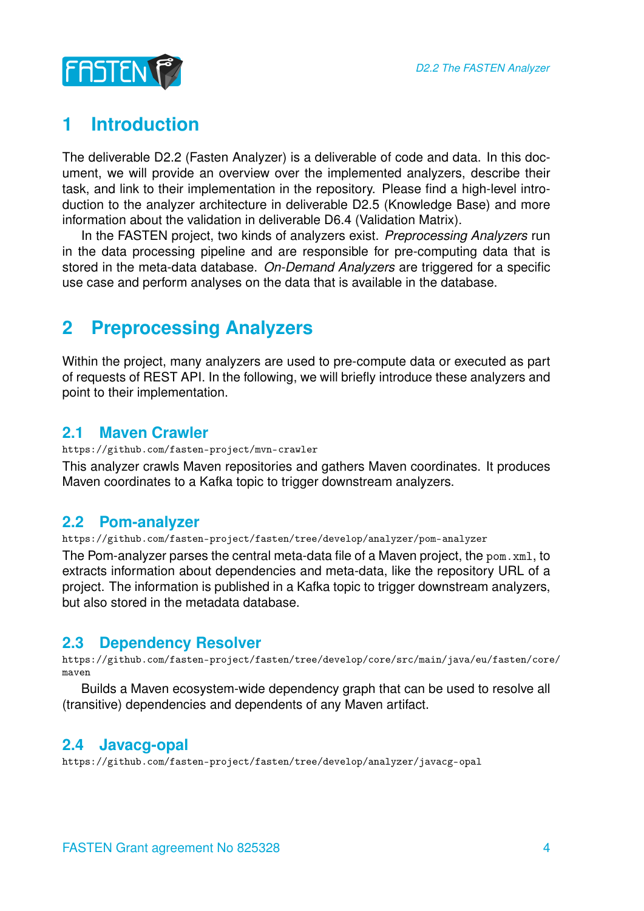// Note: header "D2.2 The FASTEN Analyzer", logo, and footer "FASTEN Grant agreement No 825328" omitted as running header/footer.

# 1 Introduction

The deliverable D2.2 (Fasten Analyzer) is a deliverable of code and data. In this document, we will provide an overview over the implemented analyzers, describe their task, and link to their implementation in the repository. Please find a high-level introduction to the analyzer architecture in deliverable D2.5 (Knowledge Base) and more information about the validation in deliverable D6.4 (Validation Matrix).

In the FASTEN project, two kinds of analyzers exist. *Preprocessing Analyzers* run in the data processing pipeline and are responsible for pre-computing data that is stored in the meta-data database. *On-Demand Analyzers* are triggered for a specific use case and perform analyses on the data that is available in the database.

# 2 Preprocessing Analyzers

Within the project, many analyzers are used to pre-compute data or executed as part of requests of REST API. In the following, we will briefly introduce these analyzers and point to their implementation.

## 2.1 Maven Crawler

`https://github.com/fasten-project/mvn-crawler`

This analyzer crawls Maven repositories and gathers Maven coordinates. It produces Maven coordinates to a Kafka topic to trigger downstream analyzers.

## 2.2 Pom-analyzer

`https://github.com/fasten-project/fasten/tree/develop/analyzer/pom-analyzer`

The Pom-analyzer parses the central meta-data file of a Maven project, the `pom.xml`, to extracts information about dependencies and meta-data, like the repository URL of a project. The information is published in a Kafka topic to trigger downstream analyzers, but also stored in the metadata database.

## 2.3 Dependency Resolver

`https://github.com/fasten-project/fasten/tree/develop/core/src/main/java/eu/fasten/core/maven`

Builds a Maven ecosystem-wide dependency graph that can be used to resolve all (transitive) dependencies and dependents of any Maven artifact.

## 2.4 Javacg-opal

`https://github.com/fasten-project/fasten/tree/develop/analyzer/javacg-opal`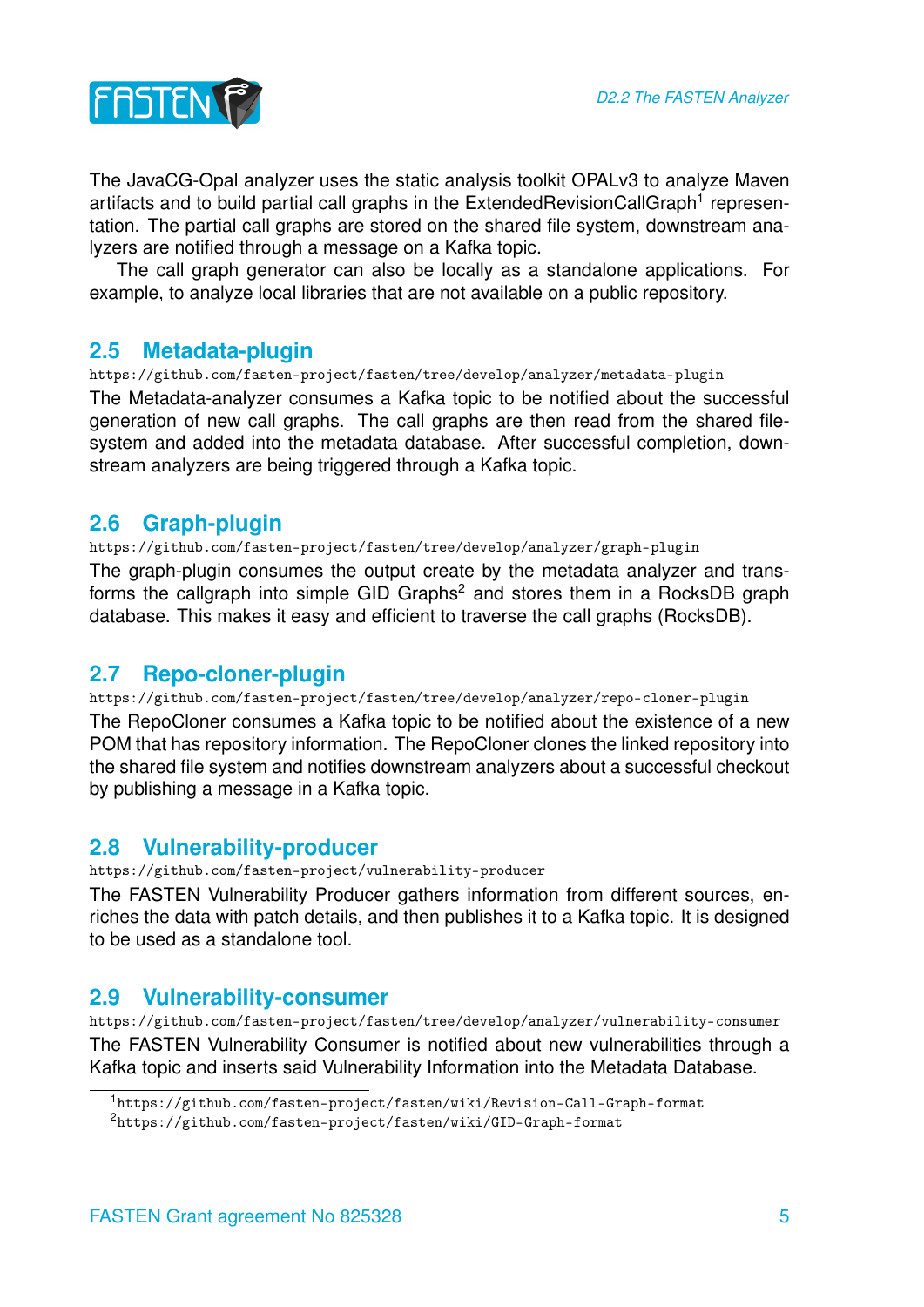The JavaCG-Opal analyzer uses the static analysis toolkit OPALv3 to analyze Maven artifacts and to build partial call graphs in the ExtendedRevisionCallGraph[1] representation. The partial call graphs are stored on the shared file system, downstream analyzers are notified through a message on a Kafka topic.

The call graph generator can also be locally as a standalone applications. For example, to analyze local libraries that are not available on a public repository.

## 2.5 Metadata-plugin

https://github.com/fasten-project/fasten/tree/develop/analyzer/metadata-plugin

The Metadata-analyzer consumes a Kafka topic to be notified about the successful generation of new call graphs. The call graphs are then read from the shared filesystem and added into the metadata database. After successful completion, downstream analyzers are being triggered through a Kafka topic.

## 2.6 Graph-plugin

https://github.com/fasten-project/fasten/tree/develop/analyzer/graph-plugin

The graph-plugin consumes the output create by the metadata analyzer and transforms the callgraph into simple GID Graphs[2] and stores them in a RocksDB graph database. This makes it easy and efficient to traverse the call graphs (RocksDB).

## 2.7 Repo-cloner-plugin

https://github.com/fasten-project/fasten/tree/develop/analyzer/repo-cloner-plugin

The RepoCloner consumes a Kafka topic to be notified about the existence of a new POM that has repository information. The RepoCloner clones the linked repository into the shared file system and notifies downstream analyzers about a successful checkout by publishing a message in a Kafka topic.

## 2.8 Vulnerability-producer

https://github.com/fasten-project/vulnerability-producer

The FASTEN Vulnerability Producer gathers information from different sources, enriches the data with patch details, and then publishes it to a Kafka topic. It is designed to be used as a standalone tool.

## 2.9 Vulnerability-consumer

https://github.com/fasten-project/fasten/tree/develop/analyzer/vulnerability-consumer

The FASTEN Vulnerability Consumer is notified about new vulnerabilities through a Kafka topic and inserts said Vulnerability Information into the Metadata Database.

---

[1] https://github.com/fasten-project/fasten/wiki/Revision-Call-Graph-format

[2] https://github.com/fasten-project/fasten/wiki/GID-Graph-format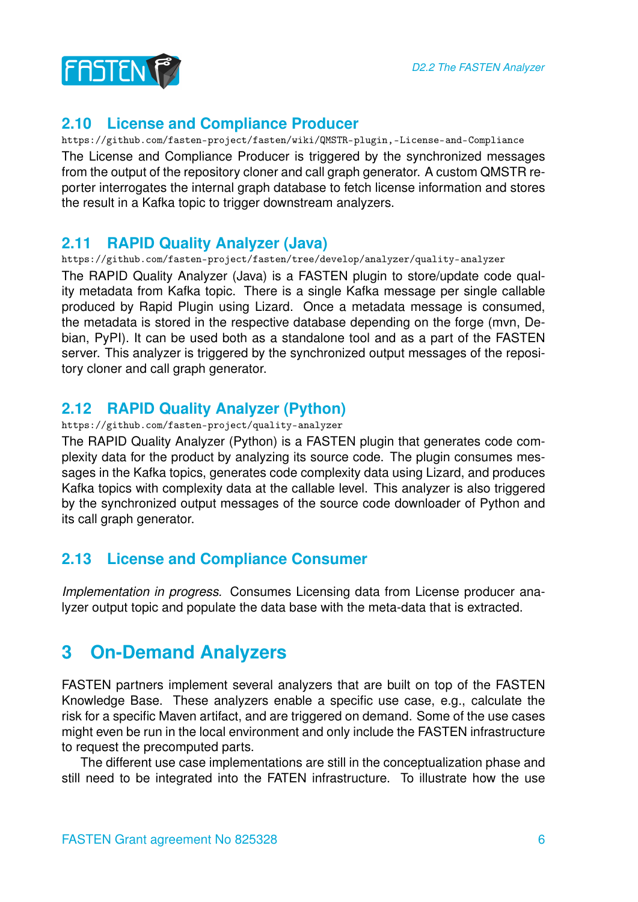## 2.10 License and Compliance Producer

https://github.com/fasten-project/fasten/wiki/QMSTR-plugin,-License-and-Compliance

The License and Compliance Producer is triggered by the synchronized messages from the output of the repository cloner and call graph generator. A custom QMSTR reporter interrogates the internal graph database to fetch license information and stores the result in a Kafka topic to trigger downstream analyzers.

## 2.11 RAPID Quality Analyzer (Java)

https://github.com/fasten-project/fasten/tree/develop/analyzer/quality-analyzer

The RAPID Quality Analyzer (Java) is a FASTEN plugin to store/update code quality metadata from Kafka topic. There is a single Kafka message per single callable produced by Rapid Plugin using Lizard. Once a metadata message is consumed, the metadata is stored in the respective database depending on the forge (mvn, Debian, PyPI). It can be used both as a standalone tool and as a part of the FASTEN server. This analyzer is triggered by the synchronized output messages of the repository cloner and call graph generator.

## 2.12 RAPID Quality Analyzer (Python)

https://github.com/fasten-project/quality-analyzer

The RAPID Quality Analyzer (Python) is a FASTEN plugin that generates code complexity data for the product by analyzing its source code. The plugin consumes messages in the Kafka topics, generates code complexity data using Lizard, and produces Kafka topics with complexity data at the callable level. This analyzer is also triggered by the synchronized output messages of the source code downloader of Python and its call graph generator.

## 2.13 License and Compliance Consumer

*Implementation in progress.* Consumes Licensing data from License producer analyzer output topic and populate the data base with the meta-data that is extracted.

# 3 On-Demand Analyzers

FASTEN partners implement several analyzers that are built on top of the FASTEN Knowledge Base. These analyzers enable a specific use case, e.g., calculate the risk for a specific Maven artifact, and are triggered on demand. Some of the use cases might even be run in the local environment and only include the FASTEN infrastructure to request the precomputed parts.

The different use case implementations are still in the conceptualization phase and still need to be integrated into the FATEN infrastructure. To illustrate how the use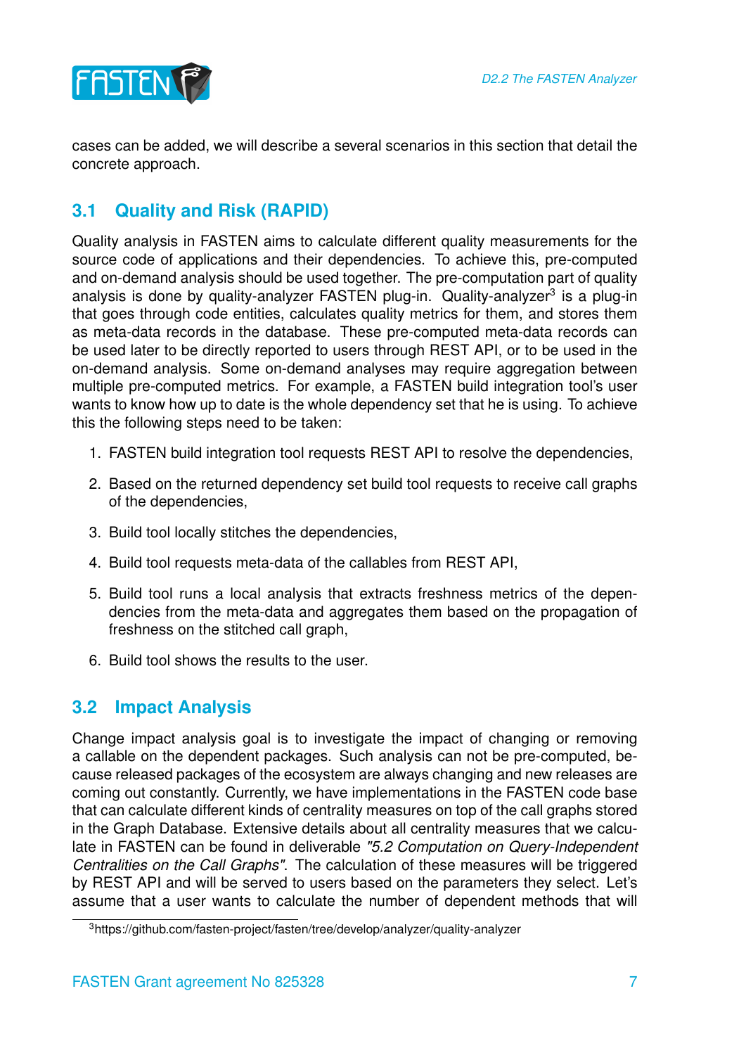cases can be added, we will describe a several scenarios in this section that detail the concrete approach.

## 3.1 Quality and Risk (RAPID)

Quality analysis in FASTEN aims to calculate different quality measurements for the source code of applications and their dependencies. To achieve this, pre-computed and on-demand analysis should be used together. The pre-computation part of quality analysis is done by quality-analyzer FASTEN plug-in. Quality-analyzer[3] is a plug-in that goes through code entities, calculates quality metrics for them, and stores them as meta-data records in the database. These pre-computed meta-data records can be used later to be directly reported to users through REST API, or to be used in the on-demand analysis. Some on-demand analyses may require aggregation between multiple pre-computed metrics. For example, a FASTEN build integration tool's user wants to know how up to date is the whole dependency set that he is using. To achieve this the following steps need to be taken:

1. FASTEN build integration tool requests REST API to resolve the dependencies,
2. Based on the returned dependency set build tool requests to receive call graphs of the dependencies,
3. Build tool locally stitches the dependencies,
4. Build tool requests meta-data of the callables from REST API,
5. Build tool runs a local analysis that extracts freshness metrics of the dependencies from the meta-data and aggregates them based on the propagation of freshness on the stitched call graph,
6. Build tool shows the results to the user.

## 3.2 Impact Analysis

Change impact analysis goal is to investigate the impact of changing or removing a callable on the dependent packages. Such analysis can not be pre-computed, because released packages of the ecosystem are always changing and new releases are coming out constantly. Currently, we have implementations in the FASTEN code base that can calculate different kinds of centrality measures on top of the call graphs stored in the Graph Database. Extensive details about all centrality measures that we calculate in FASTEN can be found in deliverable *"5.2 Computation on Query-Independent Centralities on the Call Graphs"*. The calculation of these measures will be triggered by REST API and will be served to users based on the parameters they select. Let's assume that a user wants to calculate the number of dependent methods that will

[3] https://github.com/fasten-project/fasten/tree/develop/analyzer/quality-analyzer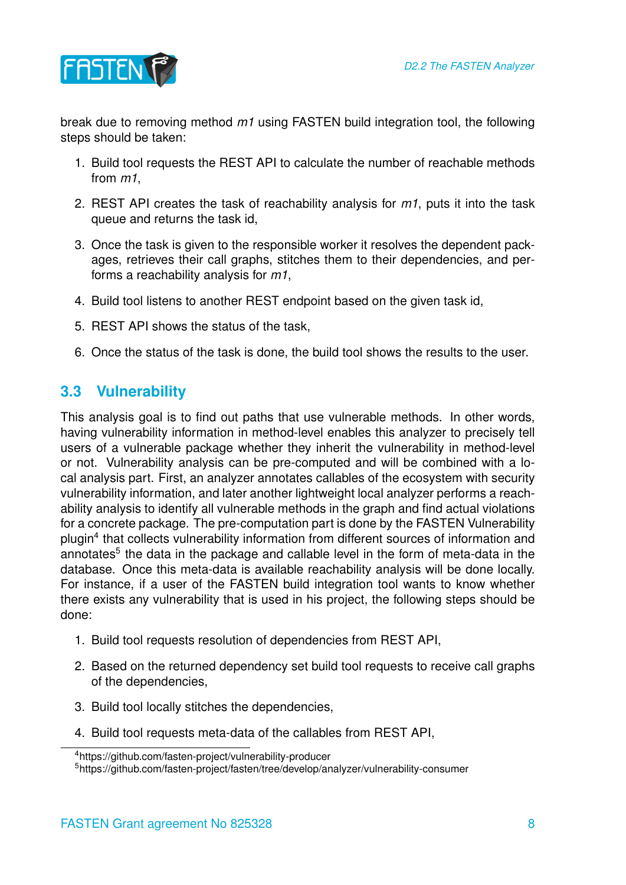break due to removing method *m1* using FASTEN build integration tool, the following steps should be taken:

1. Build tool requests the REST API to calculate the number of reachable methods from *m1*,
2. REST API creates the task of reachability analysis for *m1*, puts it into the task queue and returns the task id,
3. Once the task is given to the responsible worker it resolves the dependent packages, retrieves their call graphs, stitches them to their dependencies, and performs a reachability analysis for *m1*,
4. Build tool listens to another REST endpoint based on the given task id,
5. REST API shows the status of the task,
6. Once the status of the task is done, the build tool shows the results to the user.

## 3.3 Vulnerability

This analysis goal is to find out paths that use vulnerable methods. In other words, having vulnerability information in method-level enables this analyzer to precisely tell users of a vulnerable package whether they inherit the vulnerability in method-level or not. Vulnerability analysis can be pre-computed and will be combined with a local analysis part. First, an analyzer annotates callables of the ecosystem with security vulnerability information, and later another lightweight local analyzer performs a reachability analysis to identify all vulnerable methods in the graph and find actual violations for a concrete package. The pre-computation part is done by the FASTEN Vulnerability plugin[4] that collects vulnerability information from different sources of information and annotates[5] the data in the package and callable level in the form of meta-data in the database. Once this meta-data is available reachability analysis will be done locally. For instance, if a user of the FASTEN build integration tool wants to know whether there exists any vulnerability that is used in his project, the following steps should be done:

1. Build tool requests resolution of dependencies from REST API,
2. Based on the returned dependency set build tool requests to receive call graphs of the dependencies,
3. Build tool locally stitches the dependencies,
4. Build tool requests meta-data of the callables from REST API,

[4] https://github.com/fasten-project/vulnerability-producer

[5] https://github.com/fasten-project/fasten/tree/develop/analyzer/vulnerability-consumer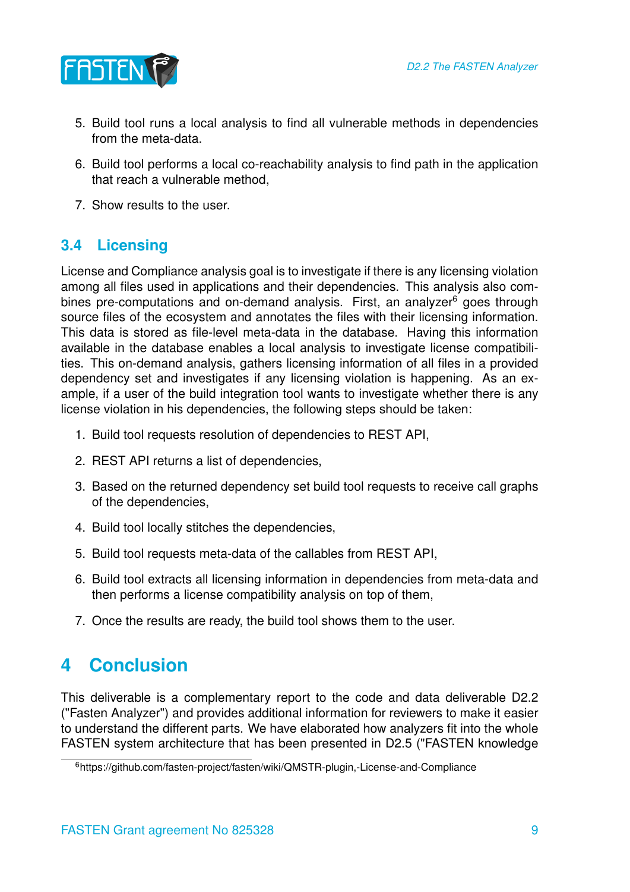5. Build tool runs a local analysis to find all vulnerable methods in dependencies from the meta-data.
6. Build tool performs a local co-reachability analysis to find path in the application that reach a vulnerable method,
7. Show results to the user.

### 3.4 Licensing

License and Compliance analysis goal is to investigate if there is any licensing violation among all files used in applications and their dependencies. This analysis also combines pre-computations and on-demand analysis. First, an analyzer[6] goes through source files of the ecosystem and annotates the files with their licensing information. This data is stored as file-level meta-data in the database. Having this information available in the database enables a local analysis to investigate license compatibilities. This on-demand analysis, gathers licensing information of all files in a provided dependency set and investigates if any licensing violation is happening. As an example, if a user of the build integration tool wants to investigate whether there is any license violation in his dependencies, the following steps should be taken:

1. Build tool requests resolution of dependencies to REST API,
2. REST API returns a list of dependencies,
3. Based on the returned dependency set build tool requests to receive call graphs of the dependencies,
4. Build tool locally stitches the dependencies,
5. Build tool requests meta-data of the callables from REST API,
6. Build tool extracts all licensing information in dependencies from meta-data and then performs a license compatibility analysis on top of them,
7. Once the results are ready, the build tool shows them to the user.

## 4 Conclusion

This deliverable is a complementary report to the code and data deliverable D2.2 ("Fasten Analyzer") and provides additional information for reviewers to make it easier to understand the different parts. We have elaborated how analyzers fit into the whole FASTEN system architecture that has been presented in D2.5 ("FASTEN knowledge

[6] https://github.com/fasten-project/fasten/wiki/QMSTR-plugin,-License-and-Compliance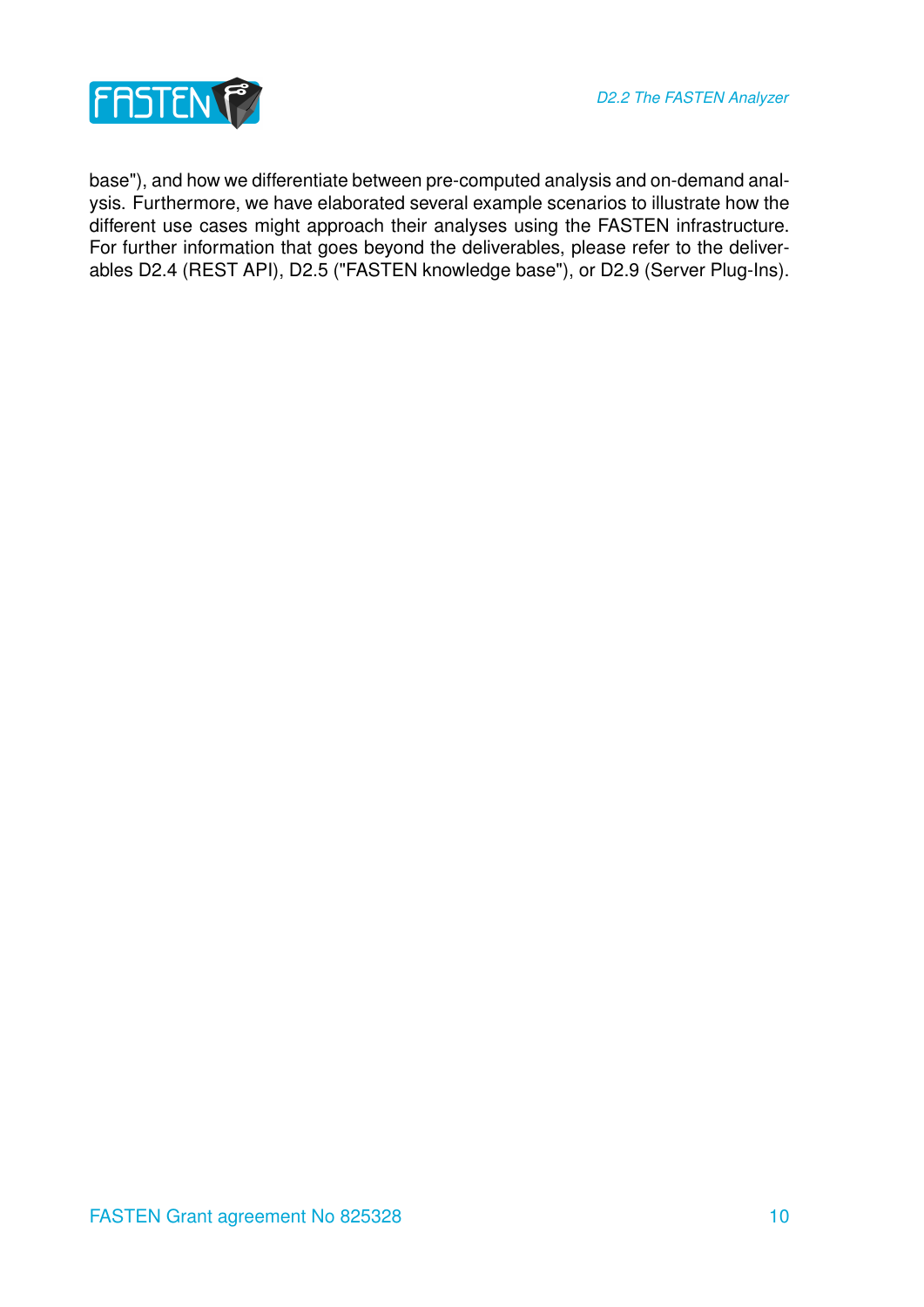base"), and how we differentiate between pre-computed analysis and on-demand analysis. Furthermore, we have elaborated several example scenarios to illustrate how the different use cases might approach their analyses using the FASTEN infrastructure. For further information that goes beyond the deliverables, please refer to the deliverables D2.4 (REST API), D2.5 ("FASTEN knowledge base"), or D2.9 (Server Plug-Ins).